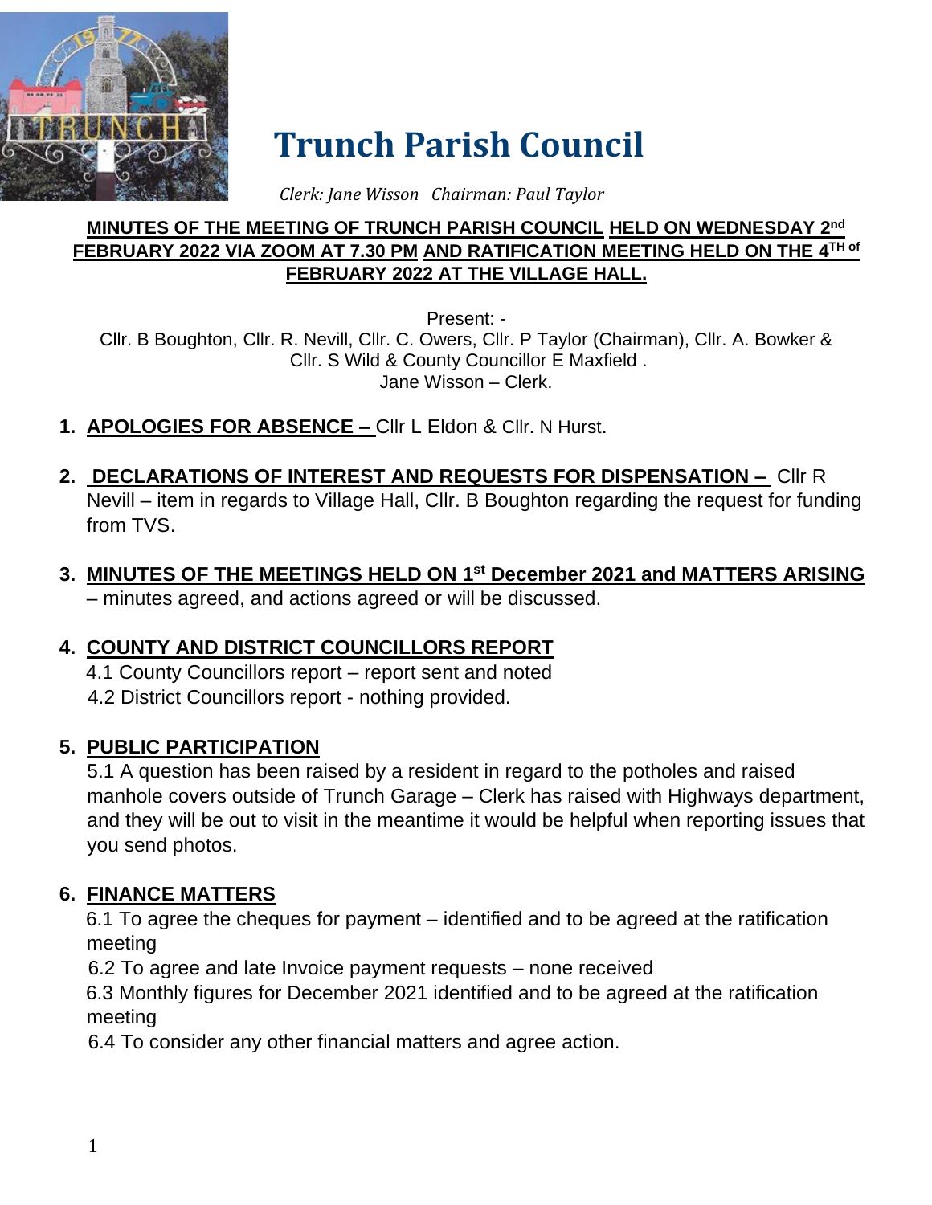# Trunch Parish Council

*Clerk: Jane Wisson Chairman: Paul Taylor*

**MINUTES OF THE MEETING OF TRUNCH PARISH COUNCIL HELD ON WEDNESDAY 2nd FEBRUARY 2022 VIA ZOOM AT 7.30 PM AND RATIFICATION MEETING HELD ON THE 4TH of FEBRUARY 2022 AT THE VILLAGE HALL.**

Present: -
Cllr. B Boughton, Cllr. R. Nevill, Cllr. C. Owers, Cllr. P Taylor (Chairman), Cllr. A. Bowker & Cllr. S Wild & County Councillor E Maxfield .
Jane Wisson – Clerk.

1. **APOLOGIES FOR ABSENCE –** Cllr L Eldon & Cllr. N Hurst.

2. **DECLARATIONS OF INTEREST AND REQUESTS FOR DISPENSATION –** Cllr R Nevill – item in regards to Village Hall, Cllr. B Boughton regarding the request for funding from TVS.

3. **MINUTES OF THE MEETINGS HELD ON 1st December 2021 and MATTERS ARISING** – minutes agreed, and actions agreed or will be discussed.

4. **COUNTY AND DISTRICT COUNCILLORS REPORT**
   4.1 County Councillors report – report sent and noted
   4.2 District Councillors report - nothing provided.

5. **PUBLIC PARTICIPATION**
   5.1 A question has been raised by a resident in regard to the potholes and raised manhole covers outside of Trunch Garage – Clerk has raised with Highways department, and they will be out to visit in the meantime it would be helpful when reporting issues that you send photos.

6. **FINANCE MATTERS**
   6.1 To agree the cheques for payment – identified and to be agreed at the ratification meeting
   6.2 To agree and late Invoice payment requests – none received
   6.3 Monthly figures for December 2021 identified and to be agreed at the ratification meeting
   6.4 To consider any other financial matters and agree action.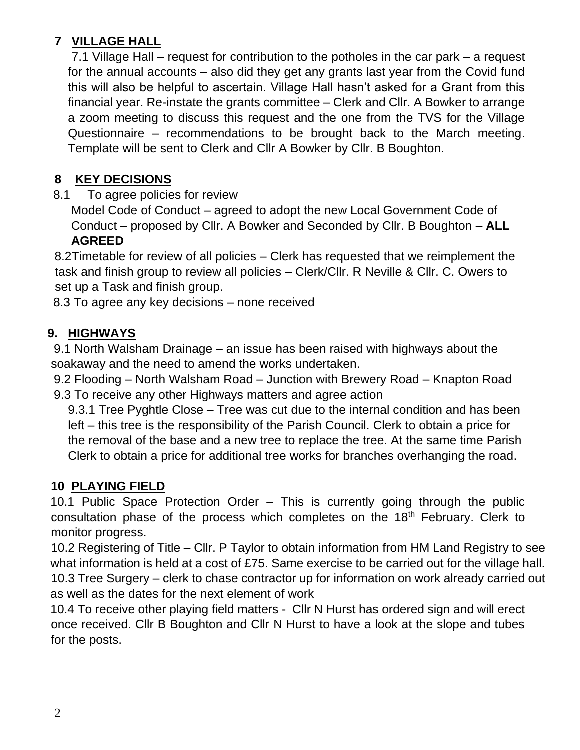## 7 VILLAGE HALL

7.1 Village Hall – request for contribution to the potholes in the car park – a request for the annual accounts – also did they get any grants last year from the Covid fund this will also be helpful to ascertain. Village Hall hasn't asked for a Grant from this financial year. Re-instate the grants committee – Clerk and Cllr. A Bowker to arrange a zoom meeting to discuss this request and the one from the TVS for the Village Questionnaire – recommendations to be brought back to the March meeting. Template will be sent to Clerk and Cllr A Bowker by Cllr. B Boughton.

## 8 KEY DECISIONS

8.1 To agree policies for review

Model Code of Conduct – agreed to adopt the new Local Government Code of Conduct – proposed by Cllr. A Bowker and Seconded by Cllr. B Boughton – **ALL AGREED**

8.2Timetable for review of all policies – Clerk has requested that we reimplement the task and finish group to review all policies – Clerk/Cllr. R Neville & Cllr. C. Owers to set up a Task and finish group.

8.3 To agree any key decisions – none received

## 9. HIGHWAYS

9.1 North Walsham Drainage – an issue has been raised with highways about the soakaway and the need to amend the works undertaken.

9.2 Flooding – North Walsham Road – Junction with Brewery Road – Knapton Road

9.3 To receive any other Highways matters and agree action

9.3.1 Tree Pyghtle Close – Tree was cut due to the internal condition and has been left – this tree is the responsibility of the Parish Council. Clerk to obtain a price for the removal of the base and a new tree to replace the tree. At the same time Parish Clerk to obtain a price for additional tree works for branches overhanging the road.

## 10 PLAYING FIELD

10.1 Public Space Protection Order – This is currently going through the public consultation phase of the process which completes on the 18th February. Clerk to monitor progress.

10.2 Registering of Title – Cllr. P Taylor to obtain information from HM Land Registry to see what information is held at a cost of £75. Same exercise to be carried out for the village hall.

10.3 Tree Surgery – clerk to chase contractor up for information on work already carried out as well as the dates for the next element of work

10.4 To receive other playing field matters - Cllr N Hurst has ordered sign and will erect once received. Cllr B Boughton and Cllr N Hurst to have a look at the slope and tubes for the posts.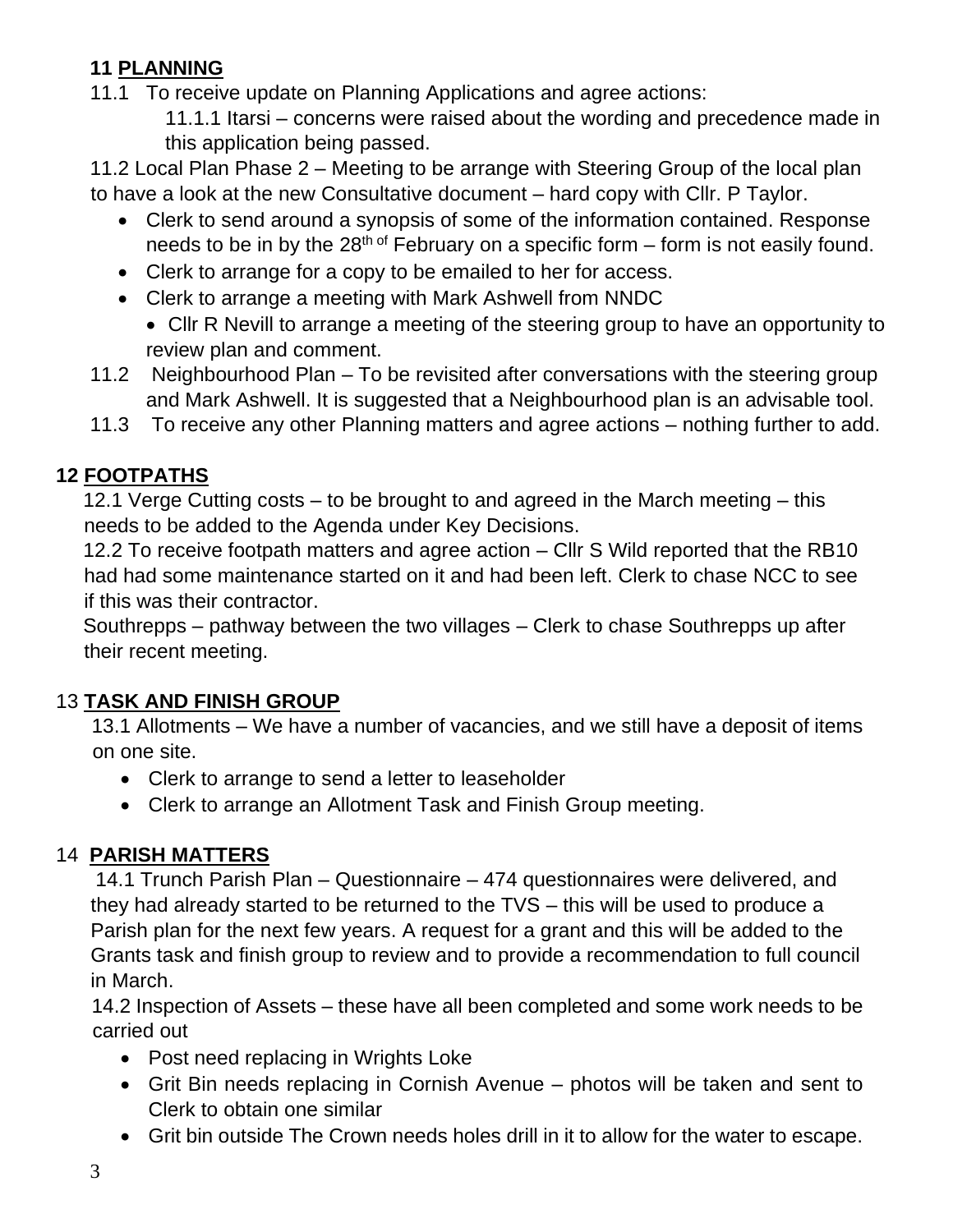## 11 PLANNING

11.1 To receive update on Planning Applications and agree actions:

11.1.1 Itarsi – concerns were raised about the wording and precedence made in this application being passed.

11.2 Local Plan Phase 2 – Meeting to be arrange with Steering Group of the local plan to have a look at the new Consultative document – hard copy with Cllr. P Taylor.

- Clerk to send around a synopsis of some of the information contained. Response needs to be in by the 28th of February on a specific form – form is not easily found.
- Clerk to arrange for a copy to be emailed to her for access.
- Clerk to arrange a meeting with Mark Ashwell from NNDC
  - Cllr R Nevill to arrange a meeting of the steering group to have an opportunity to review plan and comment.

11.2 Neighbourhood Plan – To be revisited after conversations with the steering group and Mark Ashwell. It is suggested that a Neighbourhood plan is an advisable tool.

11.3 To receive any other Planning matters and agree actions – nothing further to add.

## 12 FOOTPATHS

12.1 Verge Cutting costs – to be brought to and agreed in the March meeting – this needs to be added to the Agenda under Key Decisions.

12.2 To receive footpath matters and agree action – Cllr S Wild reported that the RB10 had had some maintenance started on it and had been left. Clerk to chase NCC to see if this was their contractor.

Southrepps – pathway between the two villages – Clerk to chase Southrepps up after their recent meeting.

## 13 TASK AND FINISH GROUP

13.1 Allotments – We have a number of vacancies, and we still have a deposit of items on one site.

- Clerk to arrange to send a letter to leaseholder
- Clerk to arrange an Allotment Task and Finish Group meeting.

## 14 PARISH MATTERS

14.1 Trunch Parish Plan – Questionnaire – 474 questionnaires were delivered, and they had already started to be returned to the TVS – this will be used to produce a Parish plan for the next few years. A request for a grant and this will be added to the Grants task and finish group to review and to provide a recommendation to full council in March.

14.2 Inspection of Assets – these have all been completed and some work needs to be carried out

- Post need replacing in Wrights Loke
- Grit Bin needs replacing in Cornish Avenue – photos will be taken and sent to Clerk to obtain one similar
- Grit bin outside The Crown needs holes drill in it to allow for the water to escape.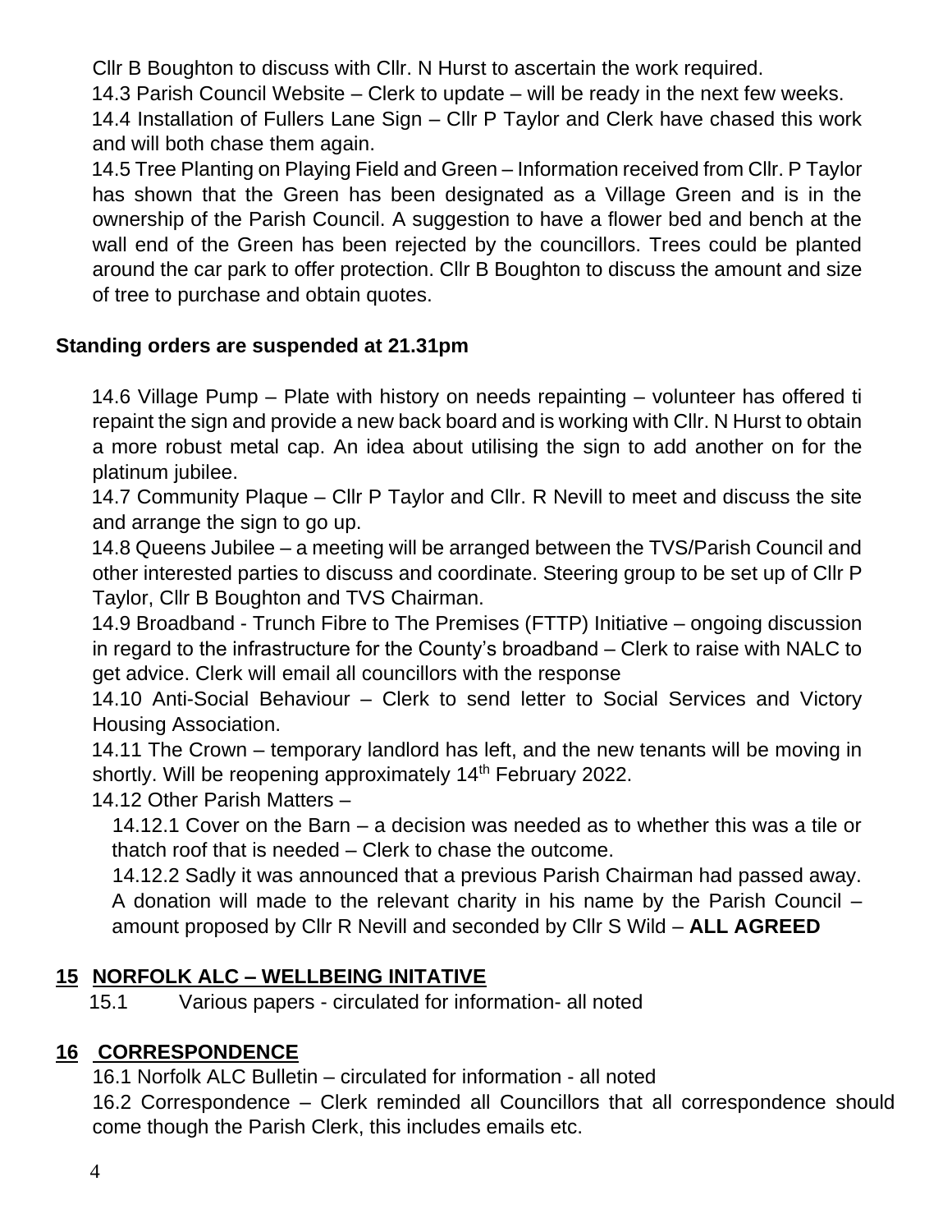Cllr B Boughton to discuss with Cllr. N Hurst to ascertain the work required.

14.3 Parish Council Website – Clerk to update – will be ready in the next few weeks.

14.4 Installation of Fullers Lane Sign – Cllr P Taylor and Clerk have chased this work and will both chase them again.

14.5 Tree Planting on Playing Field and Green – Information received from Cllr. P Taylor has shown that the Green has been designated as a Village Green and is in the ownership of the Parish Council. A suggestion to have a flower bed and bench at the wall end of the Green has been rejected by the councillors. Trees could be planted around the car park to offer protection. Cllr B Boughton to discuss the amount and size of tree to purchase and obtain quotes.

**Standing orders are suspended at 21.31pm**

14.6 Village Pump – Plate with history on needs repainting – volunteer has offered ti repaint the sign and provide a new back board and is working with Cllr. N Hurst to obtain a more robust metal cap. An idea about utilising the sign to add another on for the platinum jubilee.

14.7 Community Plaque – Cllr P Taylor and Cllr. R Nevill to meet and discuss the site and arrange the sign to go up.

14.8 Queens Jubilee – a meeting will be arranged between the TVS/Parish Council and other interested parties to discuss and coordinate. Steering group to be set up of Cllr P Taylor, Cllr B Boughton and TVS Chairman.

14.9 Broadband - Trunch Fibre to The Premises (FTTP) Initiative – ongoing discussion in regard to the infrastructure for the County's broadband – Clerk to raise with NALC to get advice. Clerk will email all councillors with the response

14.10 Anti-Social Behaviour – Clerk to send letter to Social Services and Victory Housing Association.

14.11 The Crown – temporary landlord has left, and the new tenants will be moving in shortly. Will be reopening approximately 14th February 2022.

14.12 Other Parish Matters –

14.12.1 Cover on the Barn – a decision was needed as to whether this was a tile or thatch roof that is needed – Clerk to chase the outcome.

14.12.2 Sadly it was announced that a previous Parish Chairman had passed away. A donation will made to the relevant charity in his name by the Parish Council – amount proposed by Cllr R Nevill and seconded by Cllr S Wild – **ALL AGREED**

## 15 NORFOLK ALC – WELLBEING INITATIVE

15.1 Various papers - circulated for information- all noted

## 16 CORRESPONDENCE

16.1 Norfolk ALC Bulletin – circulated for information - all noted

16.2 Correspondence – Clerk reminded all Councillors that all correspondence should come though the Parish Clerk, this includes emails etc.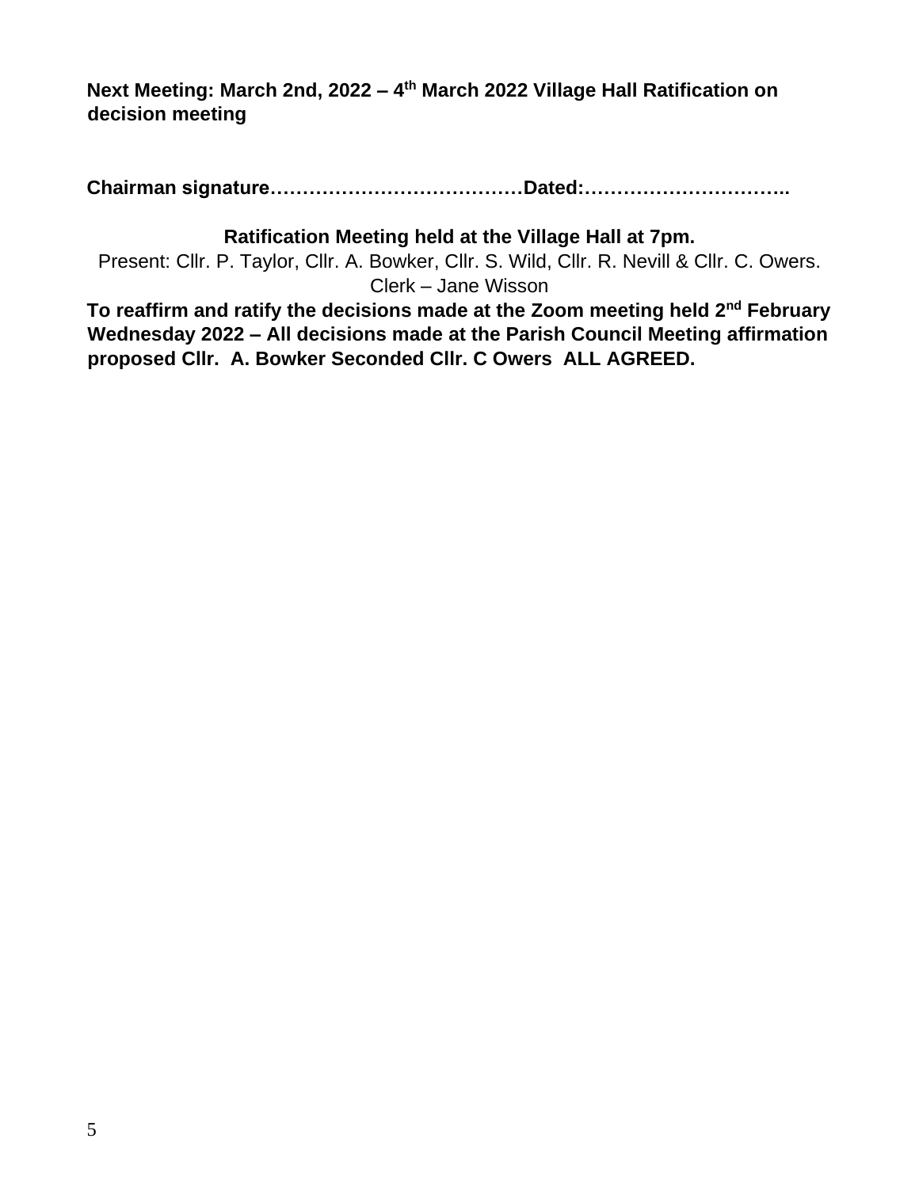**Next Meeting: March 2nd, 2022 – 4th March 2022 Village Hall Ratification on decision meeting**

**Chairman signature…………………………………Dated:…………………………..**

**Ratification Meeting held at the Village Hall at 7pm.**

Present: Cllr. P. Taylor, Cllr. A. Bowker, Cllr. S. Wild, Cllr. R. Nevill & Cllr. C. Owers.
Clerk – Jane Wisson

**To reaffirm and ratify the decisions made at the Zoom meeting held 2nd February Wednesday 2022 – All decisions made at the Parish Council Meeting affirmation proposed Cllr. A. Bowker Seconded Cllr. C Owers ALL AGREED.**